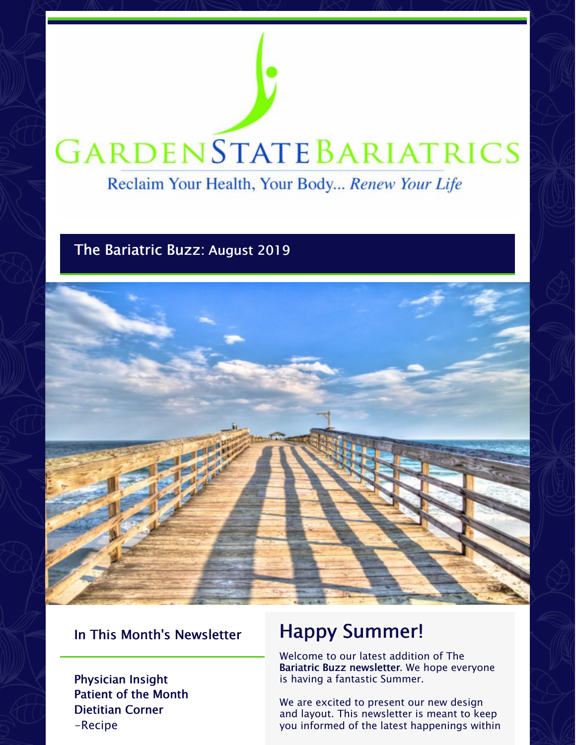# GARDEN STATE BARIATRICS

Reclaim Your Health, Your Body... *Renew Your Life*

## The Bariatric Buzz: August 2019

### In This Month's Newsletter

**Physician Insight**
**Patient of the Month**
**Dietitian Corner**
-Recipe

## Happy Summer!

Welcome to our latest addition of The **Bariatric Buzz newsletter**. We hope everyone is having a fantastic Summer.

We are excited to present our new design and layout. This newsletter is meant to keep you informed of the latest happenings within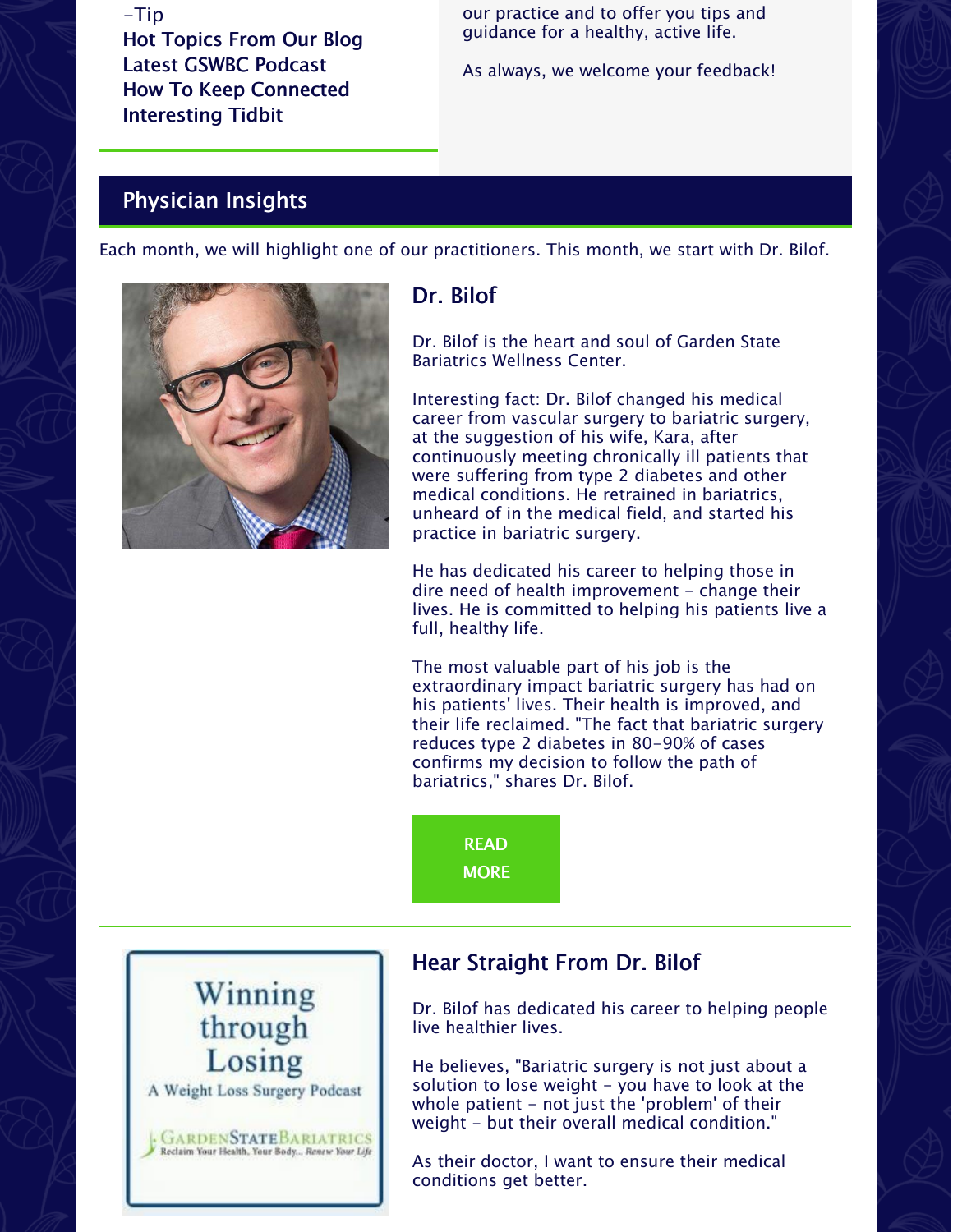-Tip

Hot Topics From Our Blog

Latest GSWBC Podcast

How To Keep Connected

Interesting Tidbit

our practice and to offer you tips and guidance for a healthy, active life.

As always, we welcome your feedback!

## Physician Insights

Each month, we will highlight one of our practitioners. This month, we start with Dr. Bilof.

### Dr. Bilof

Dr. Bilof is the heart and soul of Garden State Bariatrics Wellness Center.

Interesting fact: Dr. Bilof changed his medical career from vascular surgery to bariatric surgery, at the suggestion of his wife, Kara, after continuously meeting chronically ill patients that were suffering from type 2 diabetes and other medical conditions. He retrained in bariatrics, unheard of in the medical field, and started his practice in bariatric surgery.

He has dedicated his career to helping those in dire need of health improvement - change their lives. He is committed to helping his patients live a full, healthy life.

The most valuable part of his job is the extraordinary impact bariatric surgery has had on his patients' lives. Their health is improved, and their life reclaimed. "The fact that bariatric surgery reduces type 2 diabetes in 80-90% of cases confirms my decision to follow the path of bariatrics," shares Dr. Bilof.

READ MORE

Winning through Losing

A Weight Loss Surgery Podcast

GardenStateBariatrics

Reclaim Your Health, Your Body... Renew Your Life

### Hear Straight From Dr. Bilof

Dr. Bilof has dedicated his career to helping people live healthier lives.

He believes, "Bariatric surgery is not just about a solution to lose weight - you have to look at the whole patient - not just the 'problem' of their weight - but their overall medical condition."

As their doctor, I want to ensure their medical conditions get better.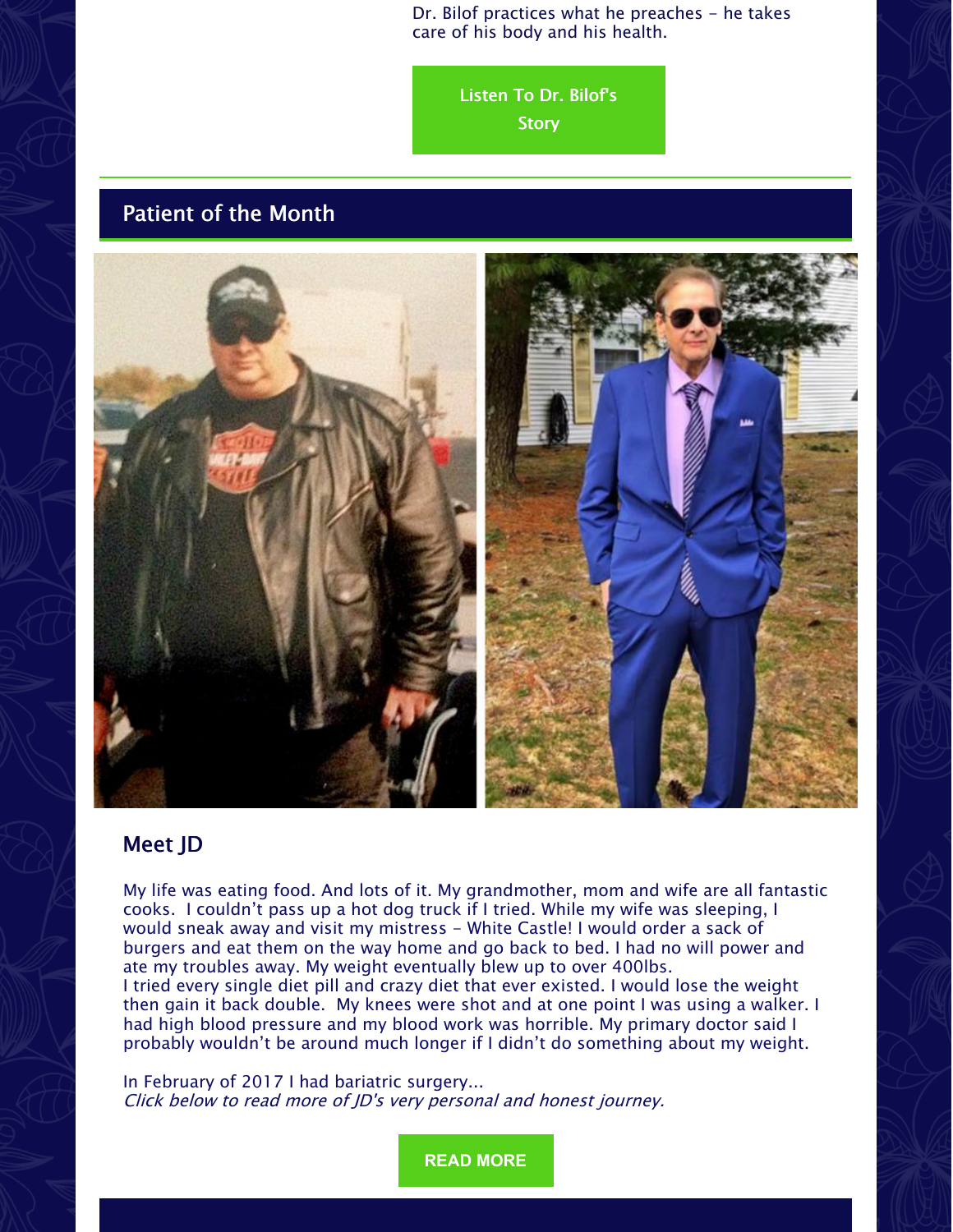Dr. Bilof practices what he preaches - he takes care of his body and his health.

Listen To Dr. Bilof's Story

## Patient of the Month

### Meet JD

My life was eating food. And lots of it. My grandmother, mom and wife are all fantastic cooks. I couldn't pass up a hot dog truck if I tried. While my wife was sleeping, I would sneak away and visit my mistress - White Castle! I would order a sack of burgers and eat them on the way home and go back to bed. I had no will power and ate my troubles away. My weight eventually blew up to over 400lbs.
I tried every single diet pill and crazy diet that ever existed. I would lose the weight then gain it back double. My knees were shot and at one point I was using a walker. I had high blood pressure and my blood work was horrible. My primary doctor said I probably wouldn't be around much longer if I didn't do something about my weight.

In February of 2017 I had bariatric surgery...
*Click below to read more of JD's very personal and honest journey.*

**READ MORE**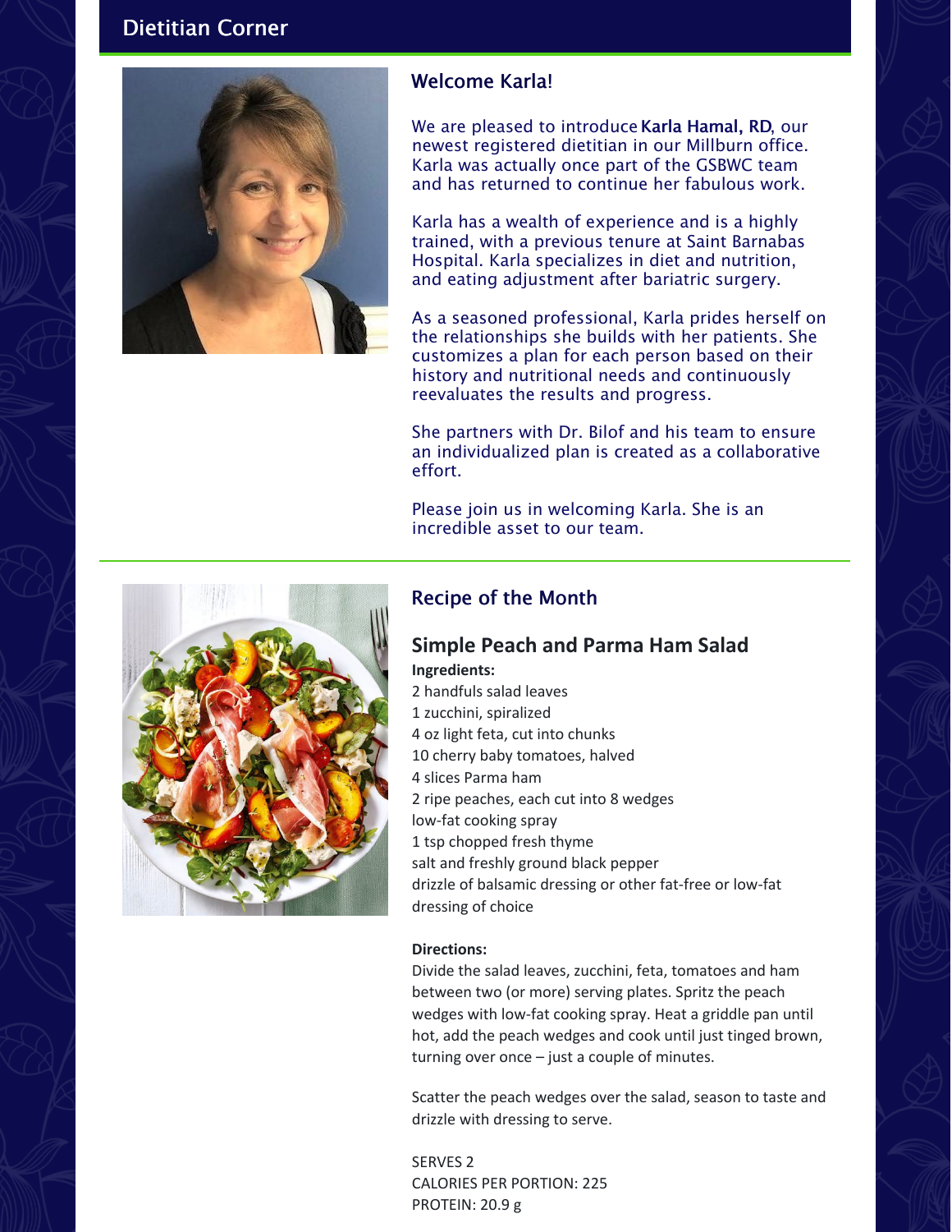## Dietitian Corner

### Welcome Karla!

We are pleased to introduce **Karla Hamal, RD**, our newest registered dietitian in our Millburn office. Karla was actually once part of the GSBWC team and has returned to continue her fabulous work.

Karla has a wealth of experience and is a highly trained, with a previous tenure at Saint Barnabas Hospital. Karla specializes in diet and nutrition, and eating adjustment after bariatric surgery.

As a seasoned professional, Karla prides herself on the relationships she builds with her patients. She customizes a plan for each person based on their history and nutritional needs and continuously reevaluates the results and progress.

She partners with Dr. Bilof and his team to ensure an individualized plan is created as a collaborative effort.

Please join us in welcoming Karla. She is an incredible asset to our team.

### Recipe of the Month

### Simple Peach and Parma Ham Salad

**Ingredients:**

2 handfuls salad leaves
1 zucchini, spiralized
4 oz light feta, cut into chunks
10 cherry baby tomatoes, halved
4 slices Parma ham
2 ripe peaches, each cut into 8 wedges
low-fat cooking spray
1 tsp chopped fresh thyme
salt and freshly ground black pepper
drizzle of balsamic dressing or other fat-free or low-fat dressing of choice

**Directions:**

Divide the salad leaves, zucchini, feta, tomatoes and ham between two (or more) serving plates. Spritz the peach wedges with low-fat cooking spray. Heat a griddle pan until hot, add the peach wedges and cook until just tinged brown, turning over once – just a couple of minutes.

Scatter the peach wedges over the salad, season to taste and drizzle with dressing to serve.

SERVES 2
CALORIES PER PORTION: 225
PROTEIN: 20.9 g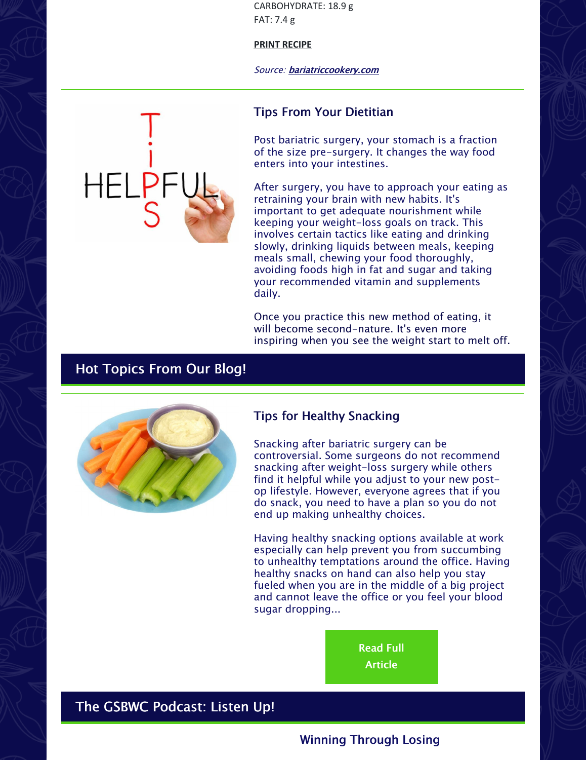CARBOHYDRATE: 18.9 g
FAT: 7.4 g

**PRINT RECIPE**

*Source: **bariatriccookery.com***

### Tips From Your Dietitian

Post bariatric surgery, your stomach is a fraction of the size pre-surgery. It changes the way food enters into your intestines.

After surgery, you have to approach your eating as retraining your brain with new habits. It's important to get adequate nourishment while keeping your weight-loss goals on track. This involves certain tactics like eating and drinking slowly, drinking liquids between meals, keeping meals small, chewing your food thoroughly, avoiding foods high in fat and sugar and taking your recommended vitamin and supplements daily.

Once you practice this new method of eating, it will become second-nature. It's even more inspiring when you see the weight start to melt off.

## Hot Topics From Our Blog!

### Tips for Healthy Snacking

Snacking after bariatric surgery can be controversial. Some surgeons do not recommend snacking after weight-loss surgery while others find it helpful while you adjust to your new post-op lifestyle. However, everyone agrees that if you do snack, you need to have a plan so you do not end up making unhealthy choices.

Having healthy snacking options available at work especially can help prevent you from succumbing to unhealthy temptations around the office. Having healthy snacks on hand can also help you stay fueled when you are in the middle of a big project and cannot leave the office or you feel your blood sugar dropping...

**Read Full Article**

## The GSBWC Podcast: Listen Up!

### Winning Through Losing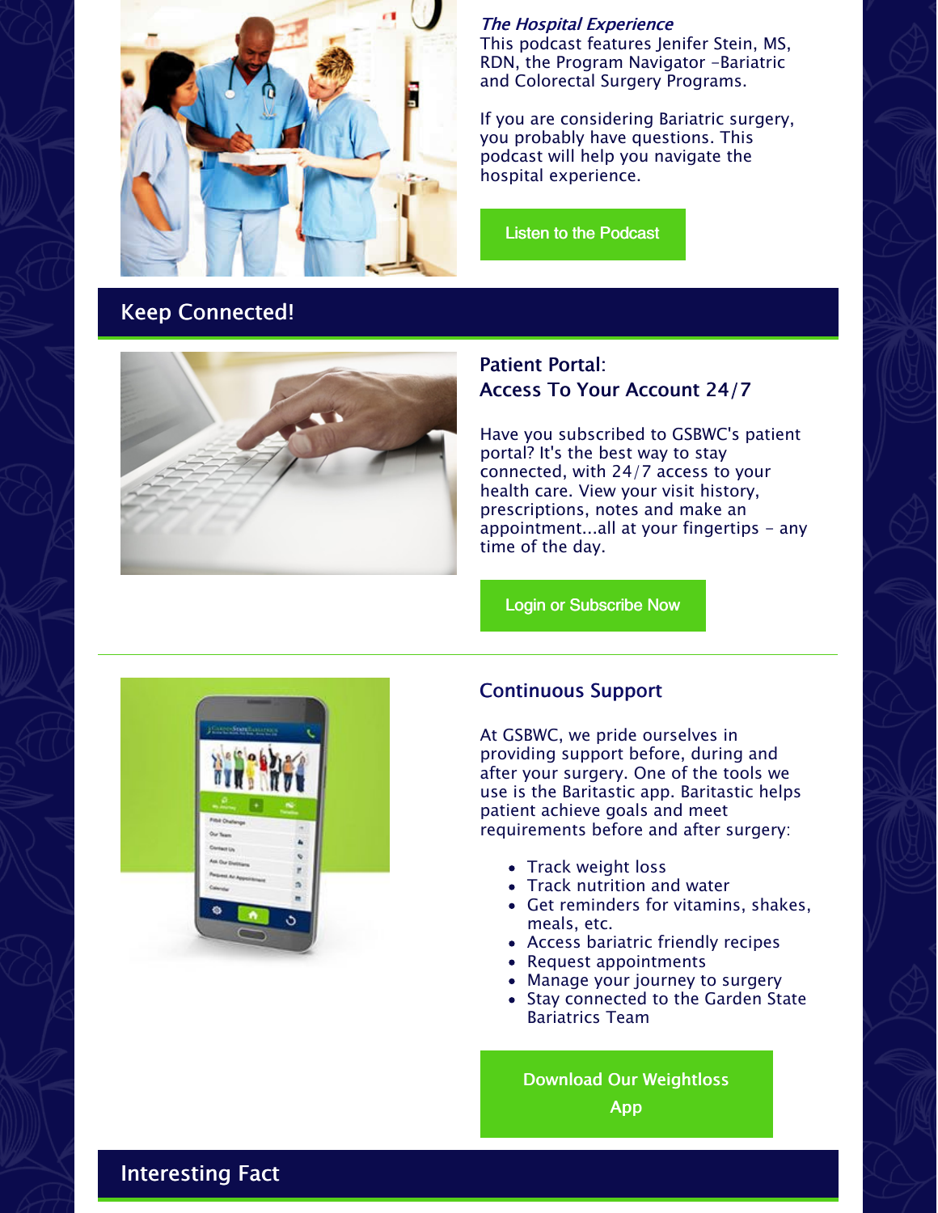*The Hospital Experience*

This podcast features Jenifer Stein, MS, RDN, the Program Navigator –Bariatric and Colorectal Surgery Programs.

If you are considering Bariatric surgery, you probably have questions. This podcast will help you navigate the hospital experience.

Listen to the Podcast

## Keep Connected!

### Patient Portal: Access To Your Account 24/7

Have you subscribed to GSBWC's patient portal? It's the best way to stay connected, with 24/7 access to your health care. View your visit history, prescriptions, notes and make an appointment...all at your fingertips – any time of the day.

Login or Subscribe Now

---

### Continuous Support

At GSBWC, we pride ourselves in providing support before, during and after your surgery. One of the tools we use is the Baritastic app. Baritastic helps patient achieve goals and meet requirements before and after surgery:

- Track weight loss
- Track nutrition and water
- Get reminders for vitamins, shakes, meals, etc.
- Access bariatric friendly recipes
- Request appointments
- Manage your journey to surgery
- Stay connected to the Garden State Bariatrics Team

Download Our Weightloss App

## Interesting Fact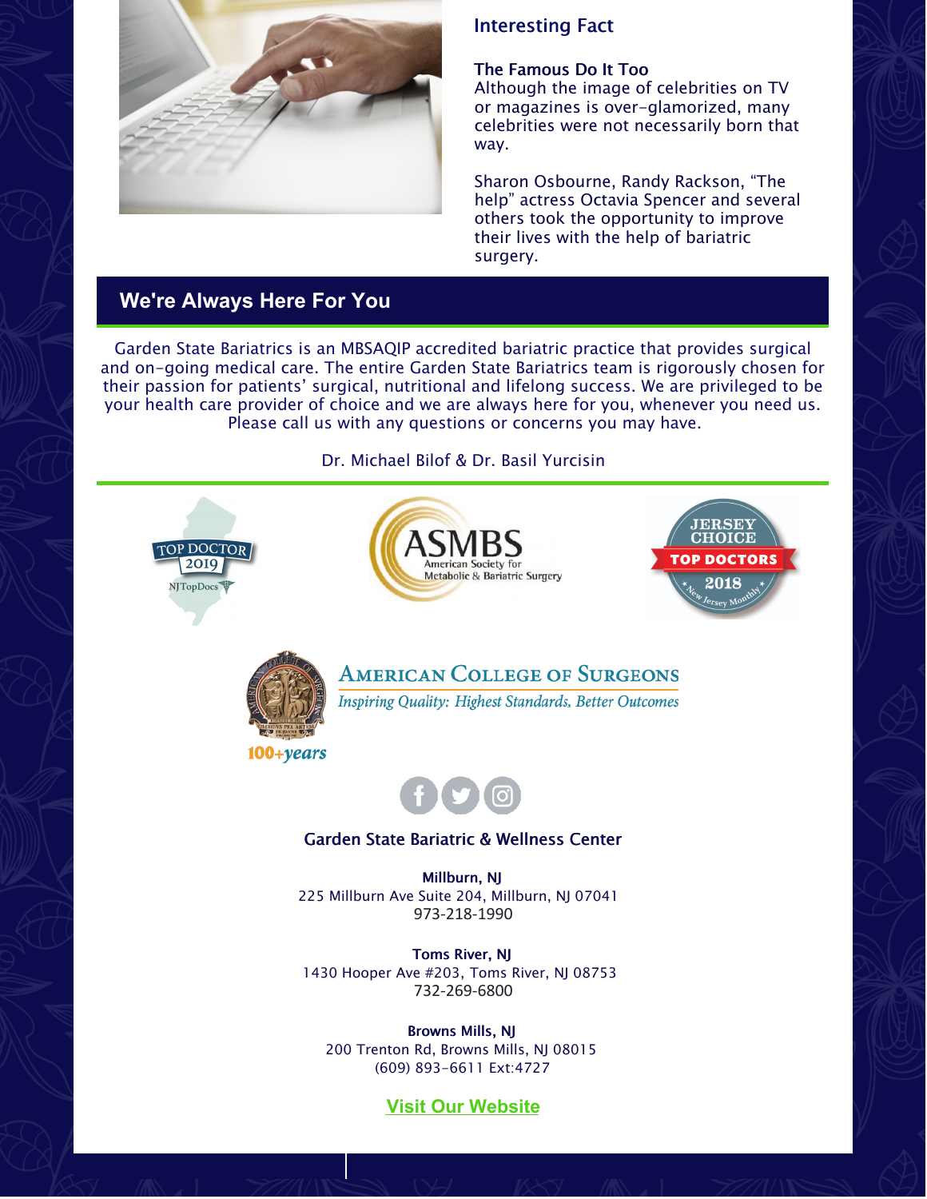## Interesting Fact

**The Famous Do It Too**

Although the image of celebrities on TV or magazines is over-glamorized, many celebrities were not necessarily born that way.

Sharon Osbourne, Randy Rackson, "The help" actress Octavia Spencer and several others took the opportunity to improve their lives with the help of bariatric surgery.

## We're Always Here For You

Garden State Bariatrics is an MBSAQIP accredited bariatric practice that provides surgical and on-going medical care. The entire Garden State Bariatrics team is rigorously chosen for their passion for patients' surgical, nutritional and lifelong success. We are privileged to be your health care provider of choice and we are always here for you, whenever you need us. Please call us with any questions or concerns you may have.

Dr. Michael Bilof & Dr. Basil Yurcisin

### Garden State Bariatric & Wellness Center

**Millburn, NJ**
225 Millburn Ave Suite 204, Millburn, NJ 07041
973-218-1990

**Toms River, NJ**
1430 Hooper Ave #203, Toms River, NJ 08753
732-269-6800

**Browns Mills, NJ**
200 Trenton Rd, Browns Mills, NJ 08015
(609) 893-6611 Ext:4727

**Visit Our Website**